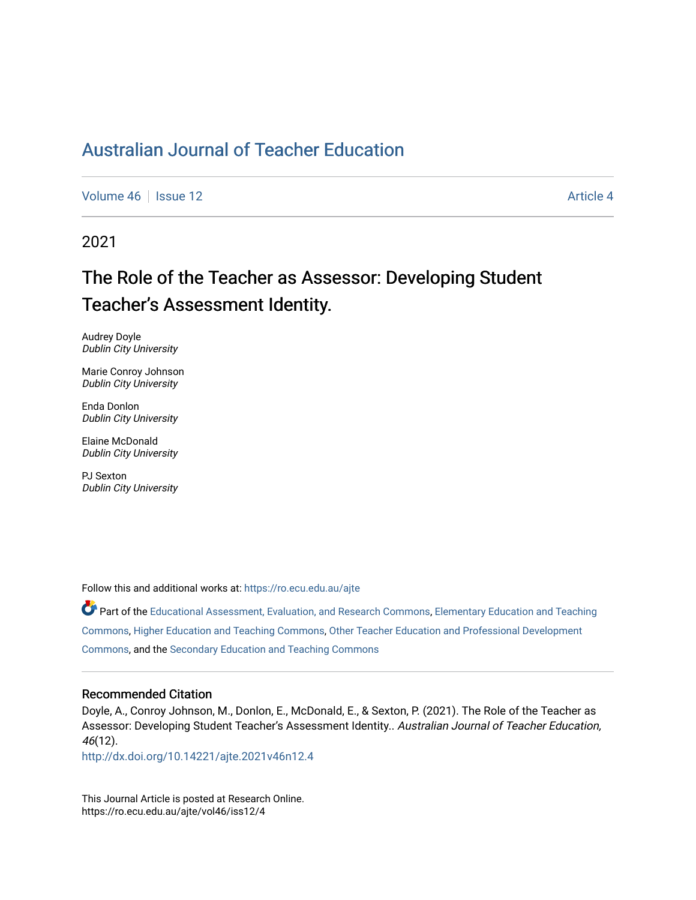# Australian Journal of Teacher Education

Volume 46 | Issue 12 Article 4

2021

## The Role of the Teacher as Assessor: Developing Student Teacher's Assessment Identity.

Audrey Doyle
*Dublin City University*

Marie Conroy Johnson
*Dublin City University*

Enda Donlon
*Dublin City University*

Elaine McDonald
*Dublin City University*

PJ Sexton
*Dublin City University*

Follow this and additional works at: https://ro.ecu.edu.au/ajte

Part of the Educational Assessment, Evaluation, and Research Commons, Elementary Education and Teaching Commons, Higher Education and Teaching Commons, Other Teacher Education and Professional Development Commons, and the Secondary Education and Teaching Commons

### Recommended Citation

Doyle, A., Conroy Johnson, M., Donlon, E., McDonald, E., & Sexton, P. (2021). The Role of the Teacher as Assessor: Developing Student Teacher's Assessment Identity.. *Australian Journal of Teacher Education, 46*(12).
http://dx.doi.org/10.14221/ajte.2021v46n12.4

This Journal Article is posted at Research Online.
https://ro.ecu.edu.au/ajte/vol46/iss12/4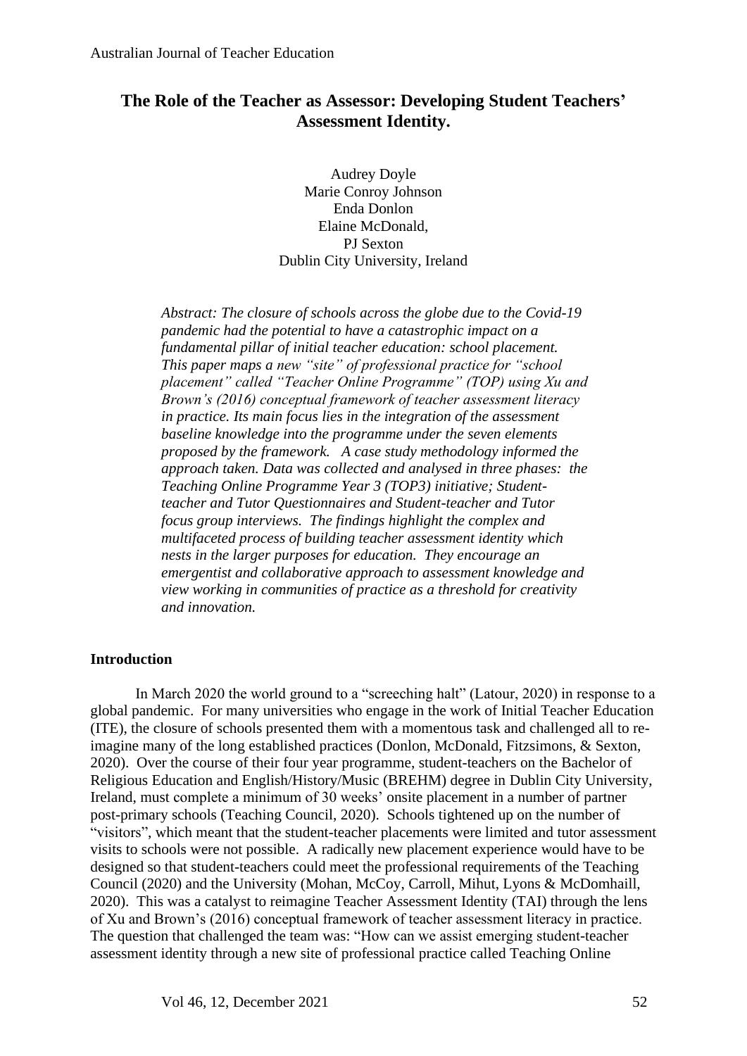# The Role of the Teacher as Assessor: Developing Student Teachers' Assessment Identity.

Audrey Doyle
Marie Conroy Johnson
Enda Donlon
Elaine McDonald,
PJ Sexton
Dublin City University, Ireland

*Abstract: The closure of schools across the globe due to the Covid-19 pandemic had the potential to have a catastrophic impact on a fundamental pillar of initial teacher education: school placement. This paper maps a new "site" of professional practice for "school placement" called "Teacher Online Programme" (TOP) using Xu and Brown's (2016) conceptual framework of teacher assessment literacy in practice. Its main focus lies in the integration of the assessment baseline knowledge into the programme under the seven elements proposed by the framework. A case study methodology informed the approach taken. Data was collected and analysed in three phases: the Teaching Online Programme Year 3 (TOP3) initiative; Student-teacher and Tutor Questionnaires and Student-teacher and Tutor focus group interviews. The findings highlight the complex and multifaceted process of building teacher assessment identity which nests in the larger purposes for education. They encourage an emergentist and collaborative approach to assessment knowledge and view working in communities of practice as a threshold for creativity and innovation.*

## Introduction

In March 2020 the world ground to a "screeching halt" (Latour, 2020) in response to a global pandemic. For many universities who engage in the work of Initial Teacher Education (ITE), the closure of schools presented them with a momentous task and challenged all to re-imagine many of the long established practices (Donlon, McDonald, Fitzsimons, & Sexton, 2020). Over the course of their four year programme, student-teachers on the Bachelor of Religious Education and English/History/Music (BREHM) degree in Dublin City University, Ireland, must complete a minimum of 30 weeks' onsite placement in a number of partner post-primary schools (Teaching Council, 2020). Schools tightened up on the number of "visitors", which meant that the student-teacher placements were limited and tutor assessment visits to schools were not possible. A radically new placement experience would have to be designed so that student-teachers could meet the professional requirements of the Teaching Council (2020) and the University (Mohan, McCoy, Carroll, Mihut, Lyons & McDomhaill, 2020). This was a catalyst to reimagine Teacher Assessment Identity (TAI) through the lens of Xu and Brown's (2016) conceptual framework of teacher assessment literacy in practice. The question that challenged the team was: "How can we assist emerging student-teacher assessment identity through a new site of professional practice called Teaching Online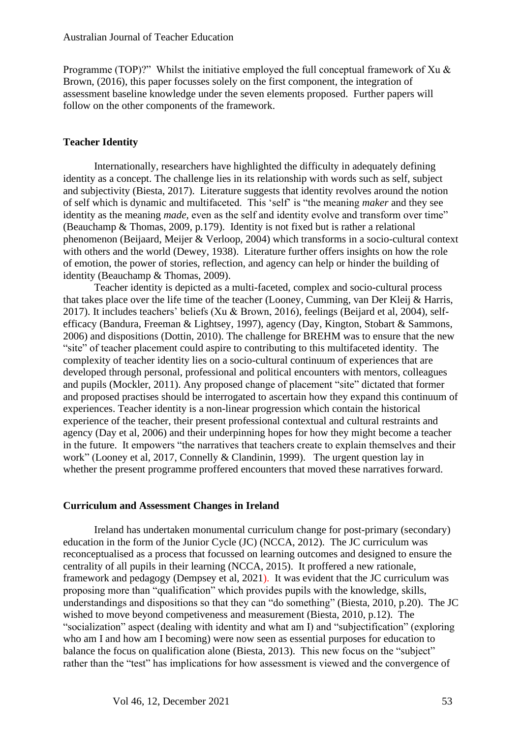Programme (TOP)?" Whilst the initiative employed the full conceptual framework of Xu & Brown, (2016), this paper focusses solely on the first component, the integration of assessment baseline knowledge under the seven elements proposed. Further papers will follow on the other components of the framework.

## Teacher Identity

Internationally, researchers have highlighted the difficulty in adequately defining identity as a concept. The challenge lies in its relationship with words such as self, subject and subjectivity (Biesta, 2017). Literature suggests that identity revolves around the notion of self which is dynamic and multifaceted. This 'self' is "the meaning *maker* and they see identity as the meaning *made*, even as the self and identity evolve and transform over time" (Beauchamp & Thomas, 2009, p.179). Identity is not fixed but is rather a relational phenomenon (Beijaard, Meijer & Verloop, 2004) which transforms in a socio-cultural context with others and the world (Dewey, 1938). Literature further offers insights on how the role of emotion, the power of stories, reflection, and agency can help or hinder the building of identity (Beauchamp & Thomas, 2009).

Teacher identity is depicted as a multi-faceted, complex and socio-cultural process that takes place over the life time of the teacher (Looney, Cumming, van Der Kleij & Harris, 2017). It includes teachers' beliefs (Xu & Brown, 2016), feelings (Beijard et al, 2004), self-efficacy (Bandura, Freeman & Lightsey, 1997), agency (Day, Kington, Stobart & Sammons, 2006) and dispositions (Dottin, 2010). The challenge for BREHM was to ensure that the new "site" of teacher placement could aspire to contributing to this multifaceted identity. The complexity of teacher identity lies on a socio-cultural continuum of experiences that are developed through personal, professional and political encounters with mentors, colleagues and pupils (Mockler, 2011). Any proposed change of placement "site" dictated that former and proposed practises should be interrogated to ascertain how they expand this continuum of experiences. Teacher identity is a non-linear progression which contain the historical experience of the teacher, their present professional contextual and cultural restraints and agency (Day et al, 2006) and their underpinning hopes for how they might become a teacher in the future. It empowers "the narratives that teachers create to explain themselves and their work" (Looney et al, 2017, Connelly & Clandinin, 1999). The urgent question lay in whether the present programme proffered encounters that moved these narratives forward.

## Curriculum and Assessment Changes in Ireland

Ireland has undertaken monumental curriculum change for post-primary (secondary) education in the form of the Junior Cycle (JC) (NCCA, 2012). The JC curriculum was reconceptualised as a process that focussed on learning outcomes and designed to ensure the centrality of all pupils in their learning (NCCA, 2015). It proffered a new rationale, framework and pedagogy (Dempsey et al, 2021). It was evident that the JC curriculum was proposing more than "qualification" which provides pupils with the knowledge, skills, understandings and dispositions so that they can "do something" (Biesta, 2010, p.20). The JC wished to move beyond competiveness and measurement (Biesta, 2010, p.12). The "socialization" aspect (dealing with identity and what am I) and "subjectification" (exploring who am I and how am I becoming) were now seen as essential purposes for education to balance the focus on qualification alone (Biesta, 2013). This new focus on the "subject" rather than the "test" has implications for how assessment is viewed and the convergence of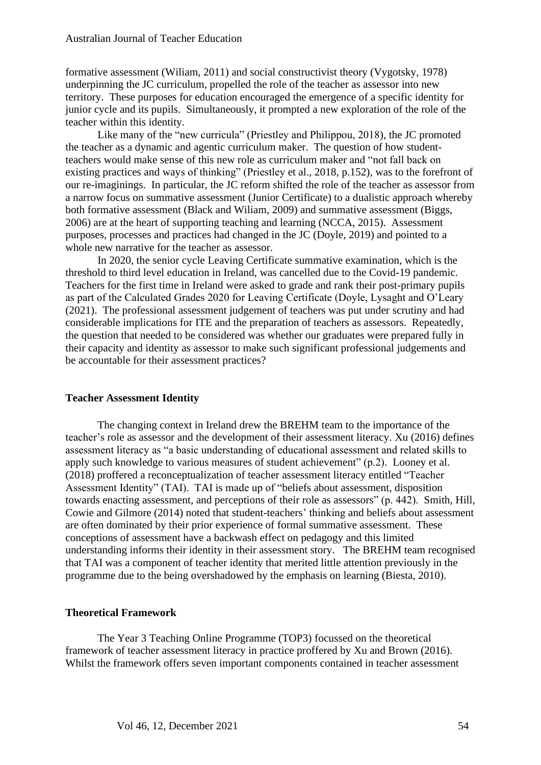formative assessment (Wiliam, 2011) and social constructivist theory (Vygotsky, 1978) underpinning the JC curriculum, propelled the role of the teacher as assessor into new territory. These purposes for education encouraged the emergence of a specific identity for junior cycle and its pupils. Simultaneously, it prompted a new exploration of the role of the teacher within this identity.

Like many of the "new curricula" (Priestley and Philippou, 2018), the JC promoted the teacher as a dynamic and agentic curriculum maker. The question of how student-teachers would make sense of this new role as curriculum maker and "not fall back on existing practices and ways of thinking" (Priestley et al., 2018, p.152), was to the forefront of our re-imaginings. In particular, the JC reform shifted the role of the teacher as assessor from a narrow focus on summative assessment (Junior Certificate) to a dualistic approach whereby both formative assessment (Black and Wiliam, 2009) and summative assessment (Biggs, 2006) are at the heart of supporting teaching and learning (NCCA, 2015). Assessment purposes, processes and practices had changed in the JC (Doyle, 2019) and pointed to a whole new narrative for the teacher as assessor.

In 2020, the senior cycle Leaving Certificate summative examination, which is the threshold to third level education in Ireland, was cancelled due to the Covid-19 pandemic. Teachers for the first time in Ireland were asked to grade and rank their post-primary pupils as part of the Calculated Grades 2020 for Leaving Certificate (Doyle, Lysaght and O'Leary (2021). The professional assessment judgement of teachers was put under scrutiny and had considerable implications for ITE and the preparation of teachers as assessors. Repeatedly, the question that needed to be considered was whether our graduates were prepared fully in their capacity and identity as assessor to make such significant professional judgements and be accountable for their assessment practices?

### Teacher Assessment Identity

The changing context in Ireland drew the BREHM team to the importance of the teacher's role as assessor and the development of their assessment literacy. Xu (2016) defines assessment literacy as "a basic understanding of educational assessment and related skills to apply such knowledge to various measures of student achievement" (p.2). Looney et al. (2018) proffered a reconceptualization of teacher assessment literacy entitled "Teacher Assessment Identity" (TAI). TAI is made up of "beliefs about assessment, disposition towards enacting assessment, and perceptions of their role as assessors" (p. 442). Smith, Hill, Cowie and Gilmore (2014) noted that student-teachers' thinking and beliefs about assessment are often dominated by their prior experience of formal summative assessment. These conceptions of assessment have a backwash effect on pedagogy and this limited understanding informs their identity in their assessment story. The BREHM team recognised that TAI was a component of teacher identity that merited little attention previously in the programme due to the being overshadowed by the emphasis on learning (Biesta, 2010).

### Theoretical Framework

The Year 3 Teaching Online Programme (TOP3) focussed on the theoretical framework of teacher assessment literacy in practice proffered by Xu and Brown (2016). Whilst the framework offers seven important components contained in teacher assessment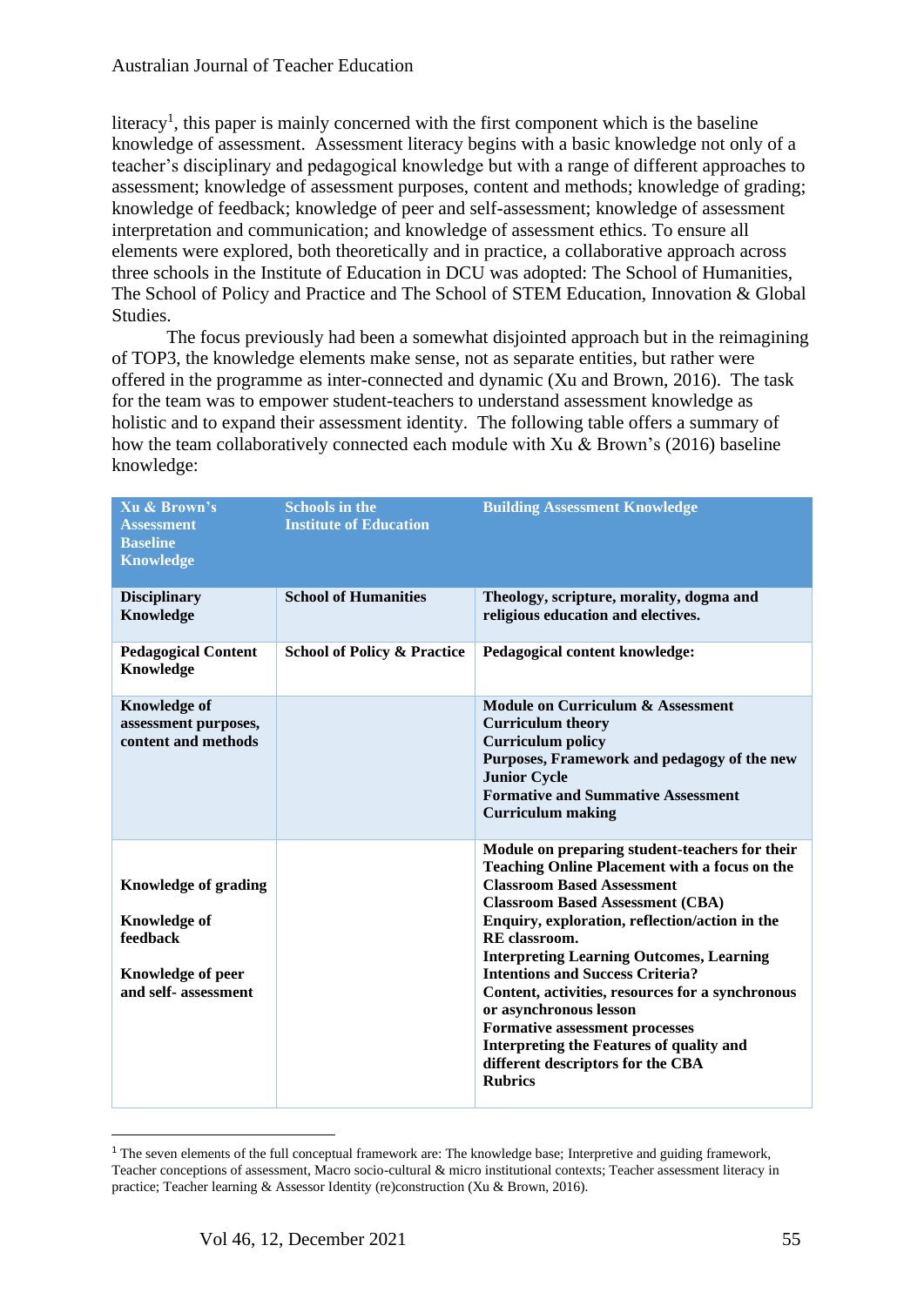literacy[1], this paper is mainly concerned with the first component which is the baseline knowledge of assessment. Assessment literacy begins with a basic knowledge not only of a teacher's disciplinary and pedagogical knowledge but with a range of different approaches to assessment; knowledge of assessment purposes, content and methods; knowledge of grading; knowledge of feedback; knowledge of peer and self-assessment; knowledge of assessment interpretation and communication; and knowledge of assessment ethics. To ensure all elements were explored, both theoretically and in practice, a collaborative approach across three schools in the Institute of Education in DCU was adopted: The School of Humanities, The School of Policy and Practice and The School of STEM Education, Innovation & Global Studies.

The focus previously had been a somewhat disjointed approach but in the reimagining of TOP3, the knowledge elements make sense, not as separate entities, but rather were offered in the programme as inter-connected and dynamic (Xu and Brown, 2016). The task for the team was to empower student-teachers to understand assessment knowledge as holistic and to expand their assessment identity. The following table offers a summary of how the team collaboratively connected each module with Xu & Brown's (2016) baseline knowledge:

| Xu & Brown's Assessment Baseline Knowledge | Schools in the Institute of Education | Building Assessment Knowledge |
|---|---|---|
| **Disciplinary Knowledge** | **School of Humanities** | **Theology, scripture, morality, dogma and religious education and electives.** |
| **Pedagogical Content Knowledge** | **School of Policy & Practice** | **Pedagogical content knowledge:** |
| **Knowledge of assessment purposes, content and methods** | | **Module on Curriculum & Assessment**<br>**Curriculum theory**<br>**Curriculum policy**<br>**Purposes, Framework and pedagogy of the new Junior Cycle**<br>**Formative and Summative Assessment**<br>**Curriculum making** |
| **Knowledge of grading**<br><br>**Knowledge of feedback**<br><br>**Knowledge of peer and self- assessment** | | **Module on preparing student-teachers for their Teaching Online Placement with a focus on the Classroom Based Assessment**<br>**Classroom Based Assessment (CBA)**<br>**Enquiry, exploration, reflection/action in the RE classroom.**<br>**Interpreting Learning Outcomes, Learning Intentions and Success Criteria?**<br>**Content, activities, resources for a synchronous or asynchronous lesson**<br>**Formative assessment processes**<br>**Interpreting the Features of quality and different descriptors for the CBA**<br>**Rubrics** |

[1] The seven elements of the full conceptual framework are: The knowledge base; Interpretive and guiding framework, Teacher conceptions of assessment, Macro socio-cultural & micro institutional contexts; Teacher assessment literacy in practice; Teacher learning & Assessor Identity (re)construction (Xu & Brown, 2016).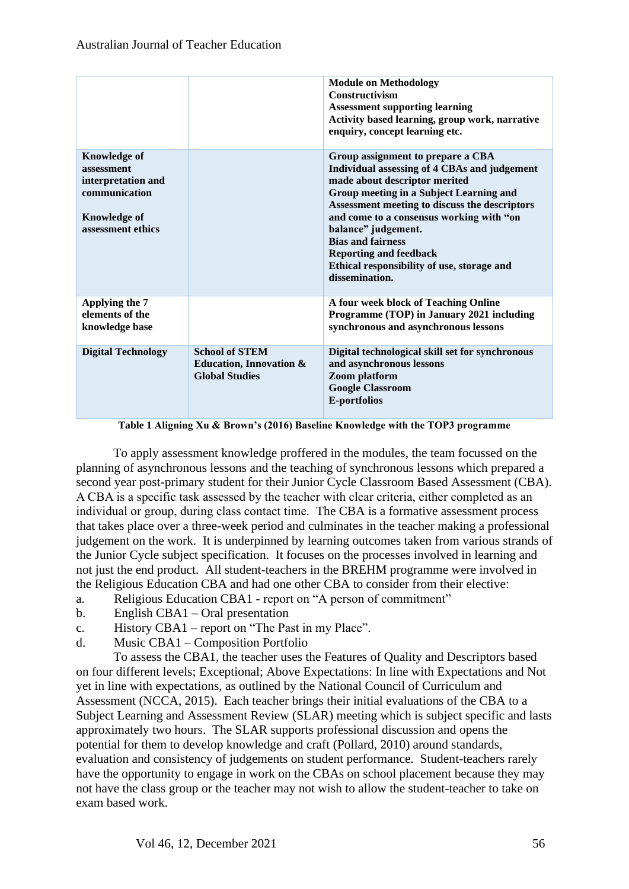| | | |
|---|---|---|
| | | **Module on Methodology**<br>**Constructivism**<br>**Assessment supporting learning**<br>**Activity based learning, group work, narrative enquiry, concept learning etc.** |
| **Knowledge of assessment interpretation and communication**<br><br>**Knowledge of assessment ethics** | | **Group assignment to prepare a CBA**<br>**Individual assessing of 4 CBAs and judgement made about descriptor merited**<br>**Group meeting in a Subject Learning and Assessment meeting to discuss the descriptors and come to a consensus working with "on balance" judgement.**<br>**Bias and fairness**<br>**Reporting and feedback**<br>**Ethical responsibility of use, storage and dissemination.** |
| **Applying the 7 elements of the knowledge base** | | **A four week block of Teaching Online Programme (TOP) in January 2021 including synchronous and asynchronous lessons** |
| **Digital Technology** | **School of STEM Education, Innovation & Global Studies** | **Digital technological skill set for synchronous and asynchronous lessons**<br>**Zoom platform**<br>**Google Classroom**<br>**E-portfolios** |

**Table 1 Aligning Xu & Brown's (2016) Baseline Knowledge with the TOP3 programme**

To apply assessment knowledge proffered in the modules, the team focussed on the planning of asynchronous lessons and the teaching of synchronous lessons which prepared a second year post-primary student for their Junior Cycle Classroom Based Assessment (CBA). A CBA is a specific task assessed by the teacher with clear criteria, either completed as an individual or group, during class contact time. The CBA is a formative assessment process that takes place over a three-week period and culminates in the teacher making a professional judgement on the work. It is underpinned by learning outcomes taken from various strands of the Junior Cycle subject specification. It focuses on the processes involved in learning and not just the end product. All student-teachers in the BREHM programme were involved in the Religious Education CBA and had one other CBA to consider from their elective:

a. Religious Education CBA1 - report on "A person of commitment"
b. English CBA1 – Oral presentation
c. History CBA1 – report on "The Past in my Place".
d. Music CBA1 – Composition Portfolio

To assess the CBA1, the teacher uses the Features of Quality and Descriptors based on four different levels; Exceptional; Above Expectations: In line with Expectations and Not yet in line with expectations, as outlined by the National Council of Curriculum and Assessment (NCCA, 2015). Each teacher brings their initial evaluations of the CBA to a Subject Learning and Assessment Review (SLAR) meeting which is subject specific and lasts approximately two hours. The SLAR supports professional discussion and opens the potential for them to develop knowledge and craft (Pollard, 2010) around standards, evaluation and consistency of judgements on student performance. Student-teachers rarely have the opportunity to engage in work on the CBAs on school placement because they may not have the class group or the teacher may not wish to allow the student-teacher to take on exam based work.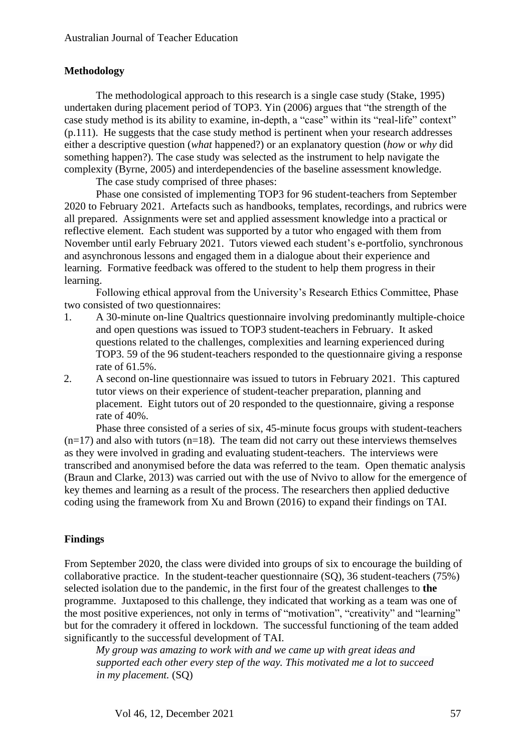## Methodology

The methodological approach to this research is a single case study (Stake, 1995) undertaken during placement period of TOP3. Yin (2006) argues that "the strength of the case study method is its ability to examine, in-depth, a "case" within its "real-life" context" (p.111). He suggests that the case study method is pertinent when your research addresses either a descriptive question (*what* happened?) or an explanatory question (*how* or *why* did something happen?). The case study was selected as the instrument to help navigate the complexity (Byrne, 2005) and interdependencies of the baseline assessment knowledge.

The case study comprised of three phases:

Phase one consisted of implementing TOP3 for 96 student-teachers from September 2020 to February 2021. Artefacts such as handbooks, templates, recordings, and rubrics were all prepared. Assignments were set and applied assessment knowledge into a practical or reflective element. Each student was supported by a tutor who engaged with them from November until early February 2021. Tutors viewed each student's e-portfolio, synchronous and asynchronous lessons and engaged them in a dialogue about their experience and learning. Formative feedback was offered to the student to help them progress in their learning.

Following ethical approval from the University's Research Ethics Committee, Phase two consisted of two questionnaires:

1. A 30-minute on-line Qualtrics questionnaire involving predominantly multiple-choice and open questions was issued to TOP3 student-teachers in February. It asked questions related to the challenges, complexities and learning experienced during TOP3. 59 of the 96 student-teachers responded to the questionnaire giving a response rate of 61.5%.
2. A second on-line questionnaire was issued to tutors in February 2021. This captured tutor views on their experience of student-teacher preparation, planning and placement. Eight tutors out of 20 responded to the questionnaire, giving a response rate of 40%.

Phase three consisted of a series of six, 45-minute focus groups with student-teachers (n=17) and also with tutors (n=18). The team did not carry out these interviews themselves as they were involved in grading and evaluating student-teachers. The interviews were transcribed and anonymised before the data was referred to the team. Open thematic analysis (Braun and Clarke, 2013) was carried out with the use of Nvivo to allow for the emergence of key themes and learning as a result of the process. The researchers then applied deductive coding using the framework from Xu and Brown (2016) to expand their findings on TAI.

## Findings

From September 2020, the class were divided into groups of six to encourage the building of collaborative practice. In the student-teacher questionnaire (SQ), 36 student-teachers (75%) selected isolation due to the pandemic, in the first four of the greatest challenges to **the** programme. Juxtaposed to this challenge, they indicated that working as a team was one of the most positive experiences, not only in terms of "motivation", "creativity" and "learning" but for the comradery it offered in lockdown. The successful functioning of the team added significantly to the successful development of TAI.

> *My group was amazing to work with and we came up with great ideas and supported each other every step of the way. This motivated me a lot to succeed in my placement.* (SQ)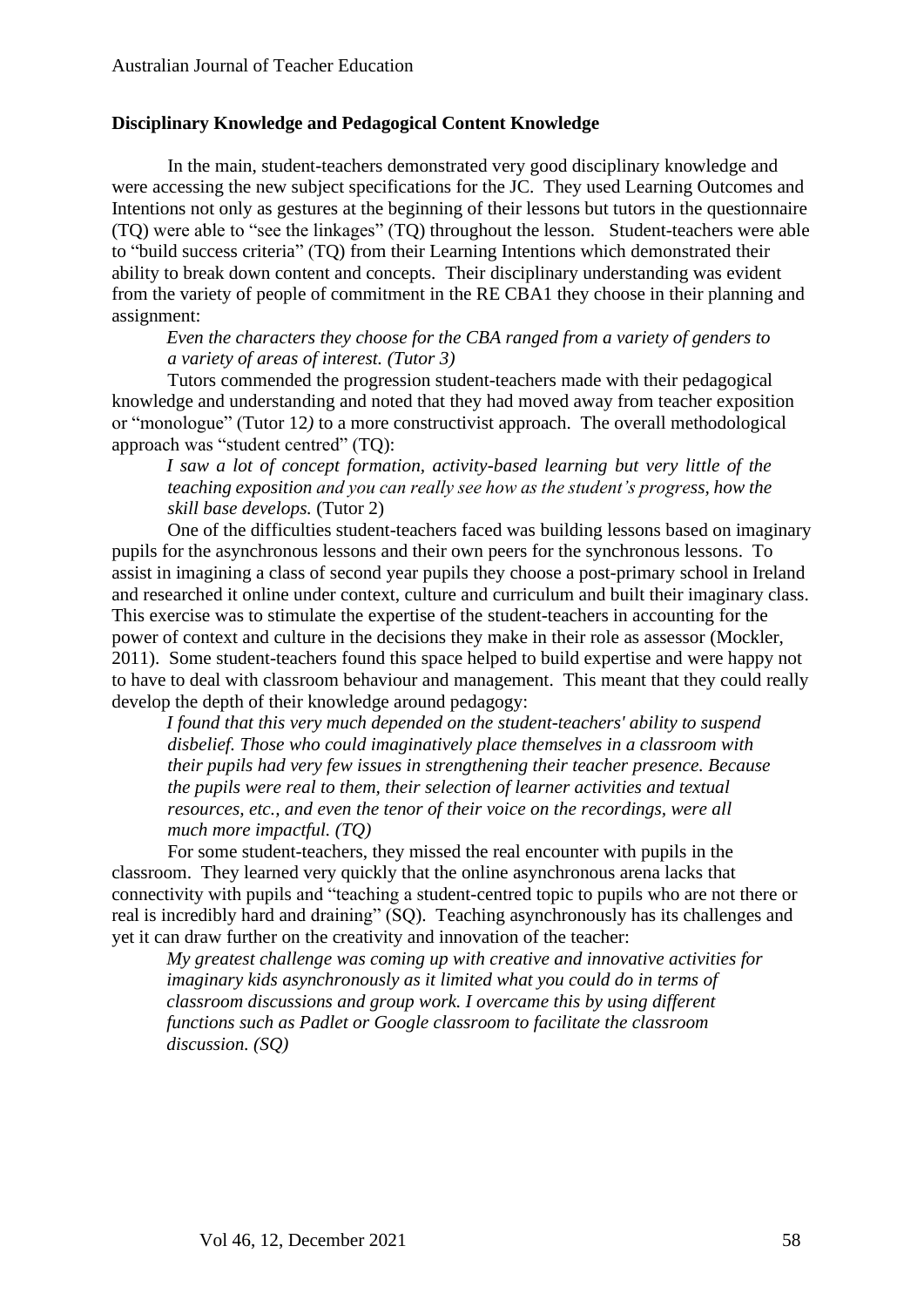**Disciplinary Knowledge and Pedagogical Content Knowledge**

In the main, student-teachers demonstrated very good disciplinary knowledge and were accessing the new subject specifications for the JC. They used Learning Outcomes and Intentions not only as gestures at the beginning of their lessons but tutors in the questionnaire (TQ) were able to "see the linkages" (TQ) throughout the lesson. Student-teachers were able to "build success criteria" (TQ) from their Learning Intentions which demonstrated their ability to break down content and concepts. Their disciplinary understanding was evident from the variety of people of commitment in the RE CBA1 they choose in their planning and assignment:

> *Even the characters they choose for the CBA ranged from a variety of genders to a variety of areas of interest. (Tutor 3)*

Tutors commended the progression student-teachers made with their pedagogical knowledge and understanding and noted that they had moved away from teacher exposition or "monologue" (Tutor 12*)* to a more constructivist approach. The overall methodological approach was "student centred" (TQ):

> *I saw a lot of concept formation, activity-based learning but very little of the teaching exposition and you can really see how as the student's progress, how the skill base develops.* (Tutor 2)

One of the difficulties student-teachers faced was building lessons based on imaginary pupils for the asynchronous lessons and their own peers for the synchronous lessons. To assist in imagining a class of second year pupils they choose a post-primary school in Ireland and researched it online under context, culture and curriculum and built their imaginary class. This exercise was to stimulate the expertise of the student-teachers in accounting for the power of context and culture in the decisions they make in their role as assessor (Mockler, 2011). Some student-teachers found this space helped to build expertise and were happy not to have to deal with classroom behaviour and management. This meant that they could really develop the depth of their knowledge around pedagogy:

> *I found that this very much depended on the student-teachers' ability to suspend disbelief. Those who could imaginatively place themselves in a classroom with their pupils had very few issues in strengthening their teacher presence. Because the pupils were real to them, their selection of learner activities and textual resources, etc., and even the tenor of their voice on the recordings, were all much more impactful. (TQ)*

For some student-teachers, they missed the real encounter with pupils in the classroom. They learned very quickly that the online asynchronous arena lacks that connectivity with pupils and "teaching a student-centred topic to pupils who are not there or real is incredibly hard and draining" (SQ). Teaching asynchronously has its challenges and yet it can draw further on the creativity and innovation of the teacher:

> *My greatest challenge was coming up with creative and innovative activities for imaginary kids asynchronously as it limited what you could do in terms of classroom discussions and group work. I overcame this by using different functions such as Padlet or Google classroom to facilitate the classroom discussion. (SQ)*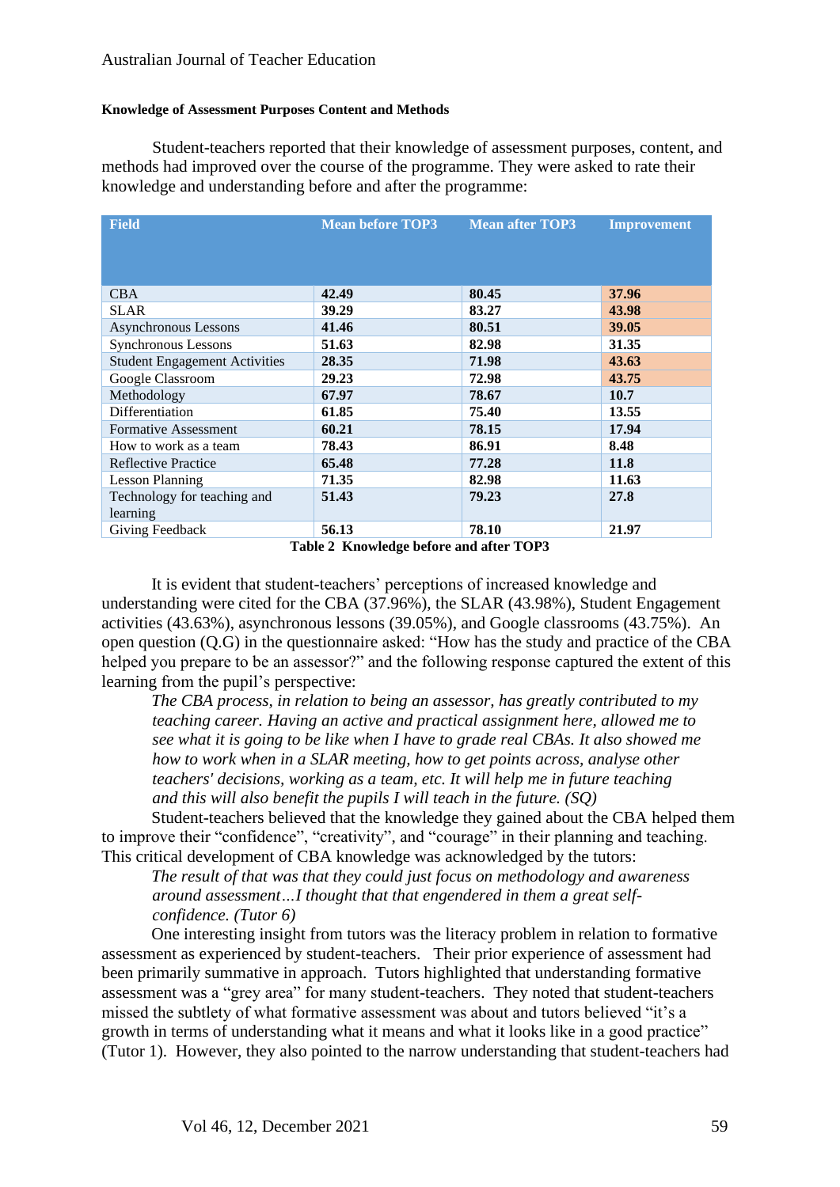#### Knowledge of Assessment Purposes Content and Methods

Student-teachers reported that their knowledge of assessment purposes, content, and methods had improved over the course of the programme. They were asked to rate their knowledge and understanding before and after the programme:

| Field | Mean before TOP3 | Mean after TOP3 | Improvement |
|---|---|---|---|
| CBA | **42.49** | **80.45** | **37.96** |
| SLAR | **39.29** | **83.27** | **43.98** |
| Asynchronous Lessons | **41.46** | **80.51** | **39.05** |
| Synchronous Lessons | **51.63** | **82.98** | **31.35** |
| Student Engagement Activities | **28.35** | **71.98** | **43.63** |
| Google Classroom | **29.23** | **72.98** | **43.75** |
| Methodology | **67.97** | **78.67** | **10.7** |
| Differentiation | **61.85** | **75.40** | **13.55** |
| Formative Assessment | **60.21** | **78.15** | **17.94** |
| How to work as a team | **78.43** | **86.91** | **8.48** |
| Reflective Practice | **65.48** | **77.28** | **11.8** |
| Lesson Planning | **71.35** | **82.98** | **11.63** |
| Technology for teaching and learning | **51.43** | **79.23** | **27.8** |
| Giving Feedback | **56.13** | **78.10** | **21.97** |

**Table 2 Knowledge before and after TOP3**

It is evident that student-teachers' perceptions of increased knowledge and understanding were cited for the CBA (37.96%), the SLAR (43.98%), Student Engagement activities (43.63%), asynchronous lessons (39.05%), and Google classrooms (43.75%). An open question (Q.G) in the questionnaire asked: "How has the study and practice of the CBA helped you prepare to be an assessor?" and the following response captured the extent of this learning from the pupil's perspective:

> *The CBA process, in relation to being an assessor, has greatly contributed to my teaching career. Having an active and practical assignment here, allowed me to see what it is going to be like when I have to grade real CBAs. It also showed me how to work when in a SLAR meeting, how to get points across, analyse other teachers' decisions, working as a team, etc. It will help me in future teaching and this will also benefit the pupils I will teach in the future. (SQ)*

Student-teachers believed that the knowledge they gained about the CBA helped them to improve their "confidence", "creativity", and "courage" in their planning and teaching. This critical development of CBA knowledge was acknowledged by the tutors:

> *The result of that was that they could just focus on methodology and awareness around assessment…I thought that that engendered in them a great self-confidence. (Tutor 6)*

One interesting insight from tutors was the literacy problem in relation to formative assessment as experienced by student-teachers. Their prior experience of assessment had been primarily summative in approach. Tutors highlighted that understanding formative assessment was a "grey area" for many student-teachers. They noted that student-teachers missed the subtlety of what formative assessment was about and tutors believed "it's a growth in terms of understanding what it means and what it looks like in a good practice" (Tutor 1). However, they also pointed to the narrow understanding that student-teachers had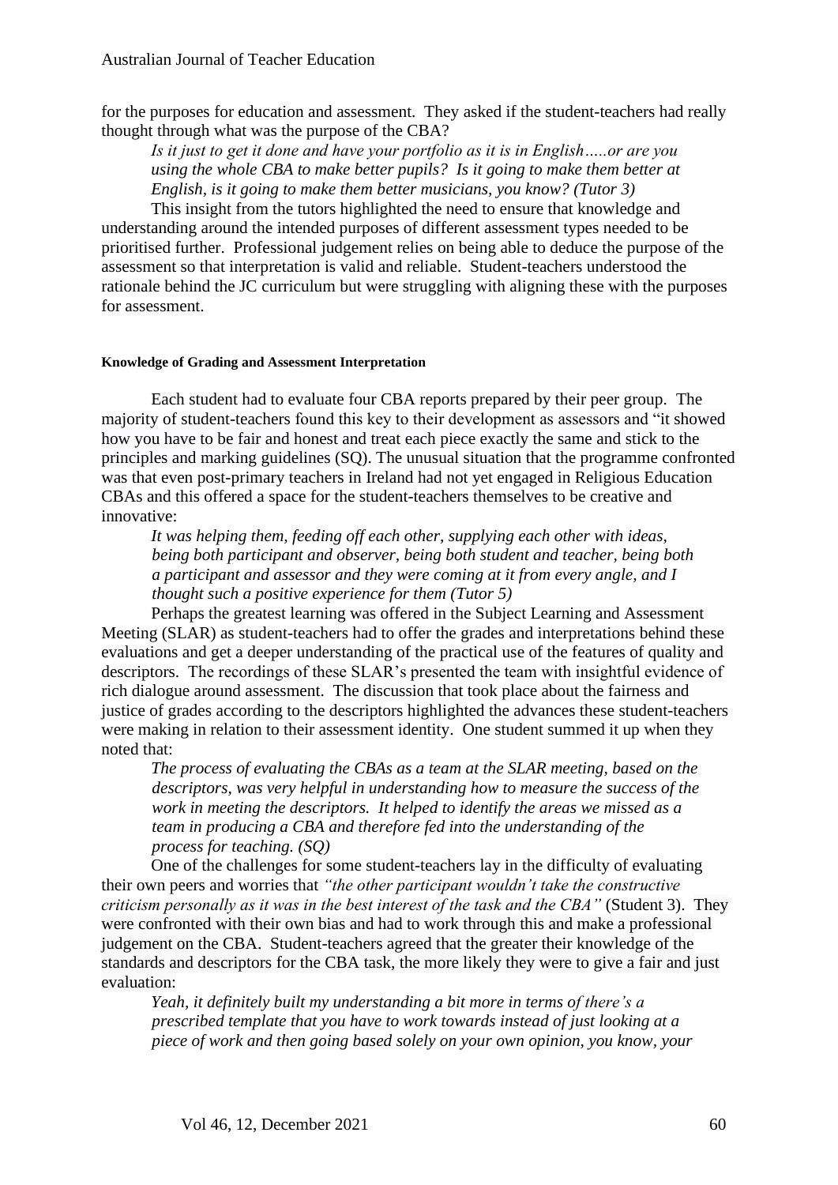for the purposes for education and assessment. They asked if the student-teachers had really thought through what was the purpose of the CBA?

> *Is it just to get it done and have your portfolio as it is in English…..or are you using the whole CBA to make better pupils? Is it going to make them better at English, is it going to make them better musicians, you know? (Tutor 3)*

This insight from the tutors highlighted the need to ensure that knowledge and understanding around the intended purposes of different assessment types needed to be prioritised further. Professional judgement relies on being able to deduce the purpose of the assessment so that interpretation is valid and reliable. Student-teachers understood the rationale behind the JC curriculum but were struggling with aligning these with the purposes for assessment.

#### Knowledge of Grading and Assessment Interpretation

Each student had to evaluate four CBA reports prepared by their peer group. The majority of student-teachers found this key to their development as assessors and "it showed how you have to be fair and honest and treat each piece exactly the same and stick to the principles and marking guidelines (SQ). The unusual situation that the programme confronted was that even post-primary teachers in Ireland had not yet engaged in Religious Education CBAs and this offered a space for the student-teachers themselves to be creative and innovative:

> *It was helping them, feeding off each other, supplying each other with ideas, being both participant and observer, being both student and teacher, being both a participant and assessor and they were coming at it from every angle, and I thought such a positive experience for them (Tutor 5)*

Perhaps the greatest learning was offered in the Subject Learning and Assessment Meeting (SLAR) as student-teachers had to offer the grades and interpretations behind these evaluations and get a deeper understanding of the practical use of the features of quality and descriptors. The recordings of these SLAR's presented the team with insightful evidence of rich dialogue around assessment. The discussion that took place about the fairness and justice of grades according to the descriptors highlighted the advances these student-teachers were making in relation to their assessment identity. One student summed it up when they noted that:

> *The process of evaluating the CBAs as a team at the SLAR meeting, based on the descriptors, was very helpful in understanding how to measure the success of the work in meeting the descriptors. It helped to identify the areas we missed as a team in producing a CBA and therefore fed into the understanding of the process for teaching. (SQ)*

One of the challenges for some student-teachers lay in the difficulty of evaluating their own peers and worries that *"the other participant wouldn't take the constructive criticism personally as it was in the best interest of the task and the CBA"* (Student 3). They were confronted with their own bias and had to work through this and make a professional judgement on the CBA. Student-teachers agreed that the greater their knowledge of the standards and descriptors for the CBA task, the more likely they were to give a fair and just evaluation:

> *Yeah, it definitely built my understanding a bit more in terms of there's a prescribed template that you have to work towards instead of just looking at a piece of work and then going based solely on your own opinion, you know, your*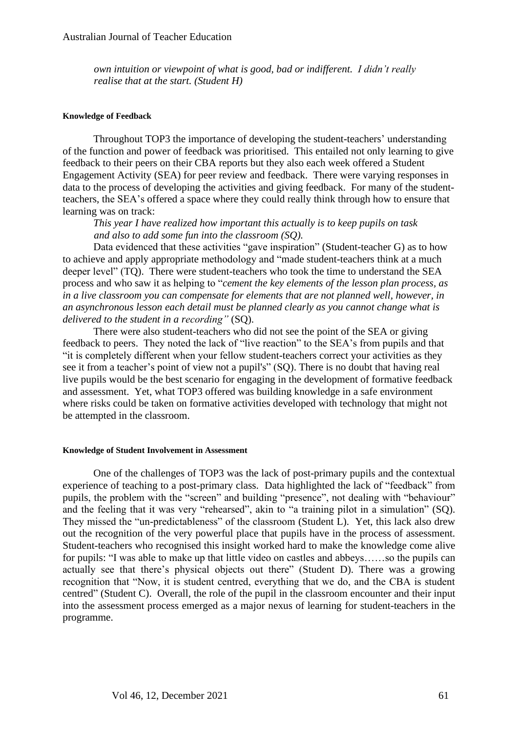*own intuition or viewpoint of what is good, bad or indifferent. I didn't really realise that at the start. (Student H)*

#### Knowledge of Feedback

Throughout TOP3 the importance of developing the student-teachers' understanding of the function and power of feedback was prioritised. This entailed not only learning to give feedback to their peers on their CBA reports but they also each week offered a Student Engagement Activity (SEA) for peer review and feedback. There were varying responses in data to the process of developing the activities and giving feedback. For many of the student-teachers, the SEA's offered a space where they could really think through how to ensure that learning was on track:

*This year I have realized how important this actually is to keep pupils on task and also to add some fun into the classroom (SQ).*

Data evidenced that these activities "gave inspiration" (Student-teacher G) as to how to achieve and apply appropriate methodology and "made student-teachers think at a much deeper level" (TQ). There were student-teachers who took the time to understand the SEA process and who saw it as helping to "*cement the key elements of the lesson plan process, as in a live classroom you can compensate for elements that are not planned well, however, in an asynchronous lesson each detail must be planned clearly as you cannot change what is delivered to the student in a recording"* (SQ).

There were also student-teachers who did not see the point of the SEA or giving feedback to peers. They noted the lack of "live reaction" to the SEA's from pupils and that "it is completely different when your fellow student-teachers correct your activities as they see it from a teacher's point of view not a pupil's" (SQ). There is no doubt that having real live pupils would be the best scenario for engaging in the development of formative feedback and assessment. Yet, what TOP3 offered was building knowledge in a safe environment where risks could be taken on formative activities developed with technology that might not be attempted in the classroom.

#### Knowledge of Student Involvement in Assessment

One of the challenges of TOP3 was the lack of post-primary pupils and the contextual experience of teaching to a post-primary class. Data highlighted the lack of "feedback" from pupils, the problem with the "screen" and building "presence", not dealing with "behaviour" and the feeling that it was very "rehearsed", akin to "a training pilot in a simulation" (SQ). They missed the "un-predictableness" of the classroom (Student L). Yet, this lack also drew out the recognition of the very powerful place that pupils have in the process of assessment. Student-teachers who recognised this insight worked hard to make the knowledge come alive for pupils: "I was able to make up that little video on castles and abbeys……so the pupils can actually see that there's physical objects out there" (Student D). There was a growing recognition that "Now, it is student centred, everything that we do, and the CBA is student centred" (Student C). Overall, the role of the pupil in the classroom encounter and their input into the assessment process emerged as a major nexus of learning for student-teachers in the programme.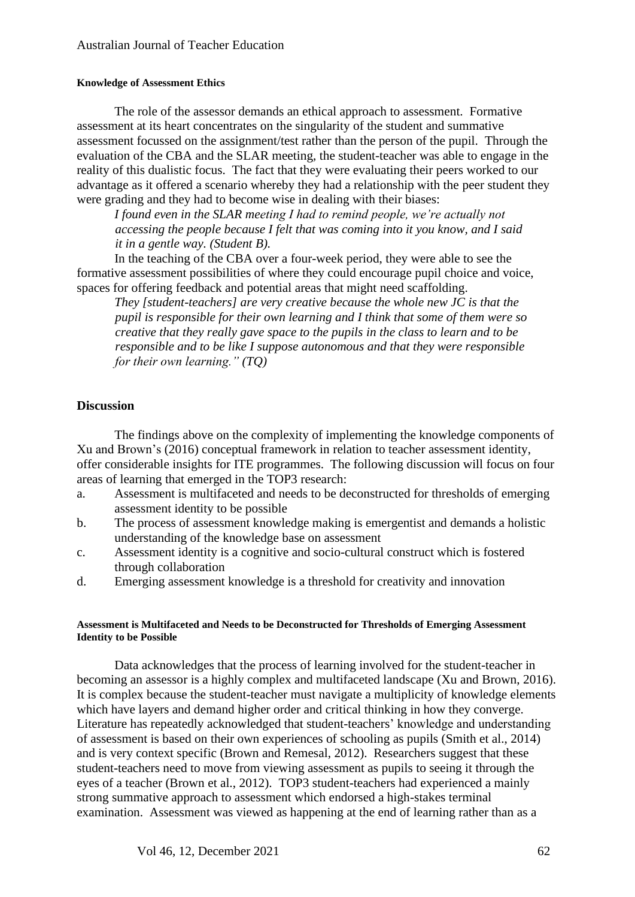#### Knowledge of Assessment Ethics

The role of the assessor demands an ethical approach to assessment. Formative assessment at its heart concentrates on the singularity of the student and summative assessment focussed on the assignment/test rather than the person of the pupil. Through the evaluation of the CBA and the SLAR meeting, the student-teacher was able to engage in the reality of this dualistic focus. The fact that they were evaluating their peers worked to our advantage as it offered a scenario whereby they had a relationship with the peer student they were grading and they had to become wise in dealing with their biases:

> *I found even in the SLAR meeting I had to remind people, we're actually not accessing the people because I felt that was coming into it you know, and I said it in a gentle way. (Student B).*

In the teaching of the CBA over a four-week period, they were able to see the formative assessment possibilities of where they could encourage pupil choice and voice, spaces for offering feedback and potential areas that might need scaffolding.

> *They [student-teachers] are very creative because the whole new JC is that the pupil is responsible for their own learning and I think that some of them were so creative that they really gave space to the pupils in the class to learn and to be responsible and to be like I suppose autonomous and that they were responsible for their own learning." (TQ)*

## Discussion

The findings above on the complexity of implementing the knowledge components of Xu and Brown's (2016) conceptual framework in relation to teacher assessment identity, offer considerable insights for ITE programmes. The following discussion will focus on four areas of learning that emerged in the TOP3 research:

a. Assessment is multifaceted and needs to be deconstructed for thresholds of emerging assessment identity to be possible
b. The process of assessment knowledge making is emergentist and demands a holistic understanding of the knowledge base on assessment
c. Assessment identity is a cognitive and socio-cultural construct which is fostered through collaboration
d. Emerging assessment knowledge is a threshold for creativity and innovation

#### Assessment is Multifaceted and Needs to be Deconstructed for Thresholds of Emerging Assessment Identity to be Possible

Data acknowledges that the process of learning involved for the student-teacher in becoming an assessor is a highly complex and multifaceted landscape (Xu and Brown, 2016). It is complex because the student-teacher must navigate a multiplicity of knowledge elements which have layers and demand higher order and critical thinking in how they converge. Literature has repeatedly acknowledged that student-teachers' knowledge and understanding of assessment is based on their own experiences of schooling as pupils (Smith et al., 2014) and is very context specific (Brown and Remesal, 2012). Researchers suggest that these student-teachers need to move from viewing assessment as pupils to seeing it through the eyes of a teacher (Brown et al., 2012). TOP3 student-teachers had experienced a mainly strong summative approach to assessment which endorsed a high-stakes terminal examination. Assessment was viewed as happening at the end of learning rather than as a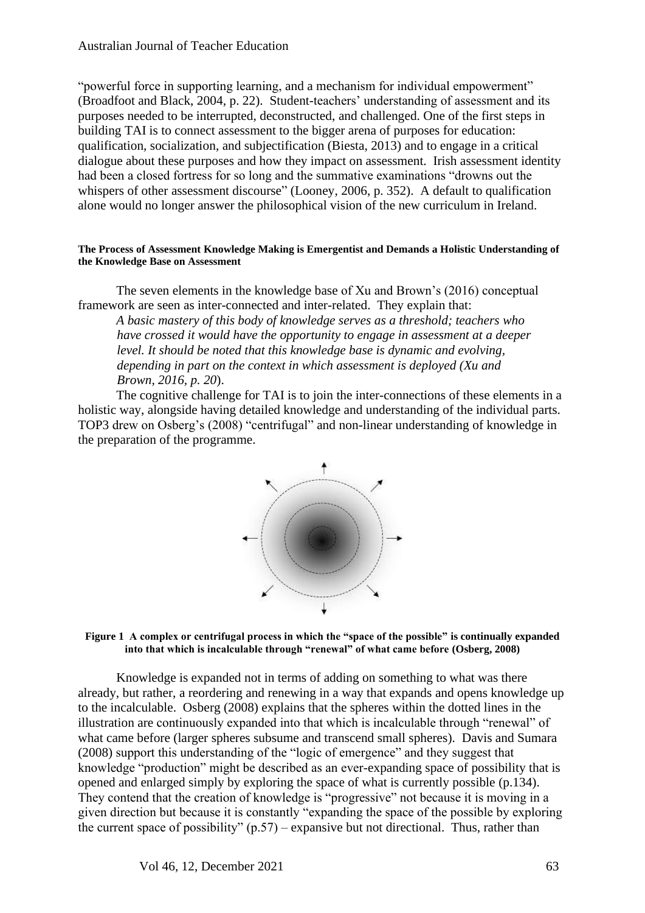"powerful force in supporting learning, and a mechanism for individual empowerment" (Broadfoot and Black, 2004, p. 22). Student-teachers' understanding of assessment and its purposes needed to be interrupted, deconstructed, and challenged. One of the first steps in building TAI is to connect assessment to the bigger arena of purposes for education: qualification, socialization, and subjectification (Biesta, 2013) and to engage in a critical dialogue about these purposes and how they impact on assessment. Irish assessment identity had been a closed fortress for so long and the summative examinations "drowns out the whispers of other assessment discourse" (Looney, 2006, p. 352). A default to qualification alone would no longer answer the philosophical vision of the new curriculum in Ireland.

#### The Process of Assessment Knowledge Making is Emergentist and Demands a Holistic Understanding of the Knowledge Base on Assessment

The seven elements in the knowledge base of Xu and Brown's (2016) conceptual framework are seen as inter-connected and inter-related. They explain that:

> *A basic mastery of this body of knowledge serves as a threshold; teachers who have crossed it would have the opportunity to engage in assessment at a deeper level. It should be noted that this knowledge base is dynamic and evolving, depending in part on the context in which assessment is deployed (Xu and Brown, 2016, p. 20).*

The cognitive challenge for TAI is to join the inter-connections of these elements in a holistic way, alongside having detailed knowledge and understanding of the individual parts. TOP3 drew on Osberg's (2008) "centrifugal" and non-linear understanding of knowledge in the preparation of the programme.

**Figure 1 A complex or centrifugal process in which the "space of the possible" is continually expanded into that which is incalculable through "renewal" of what came before (Osberg, 2008)**

Knowledge is expanded not in terms of adding on something to what was there already, but rather, a reordering and renewing in a way that expands and opens knowledge up to the incalculable. Osberg (2008) explains that the spheres within the dotted lines in the illustration are continuously expanded into that which is incalculable through "renewal" of what came before (larger spheres subsume and transcend small spheres). Davis and Sumara (2008) support this understanding of the "logic of emergence" and they suggest that knowledge "production" might be described as an ever-expanding space of possibility that is opened and enlarged simply by exploring the space of what is currently possible (p.134). They contend that the creation of knowledge is "progressive" not because it is moving in a given direction but because it is constantly "expanding the space of the possible by exploring the current space of possibility" (p.57) – expansive but not directional. Thus, rather than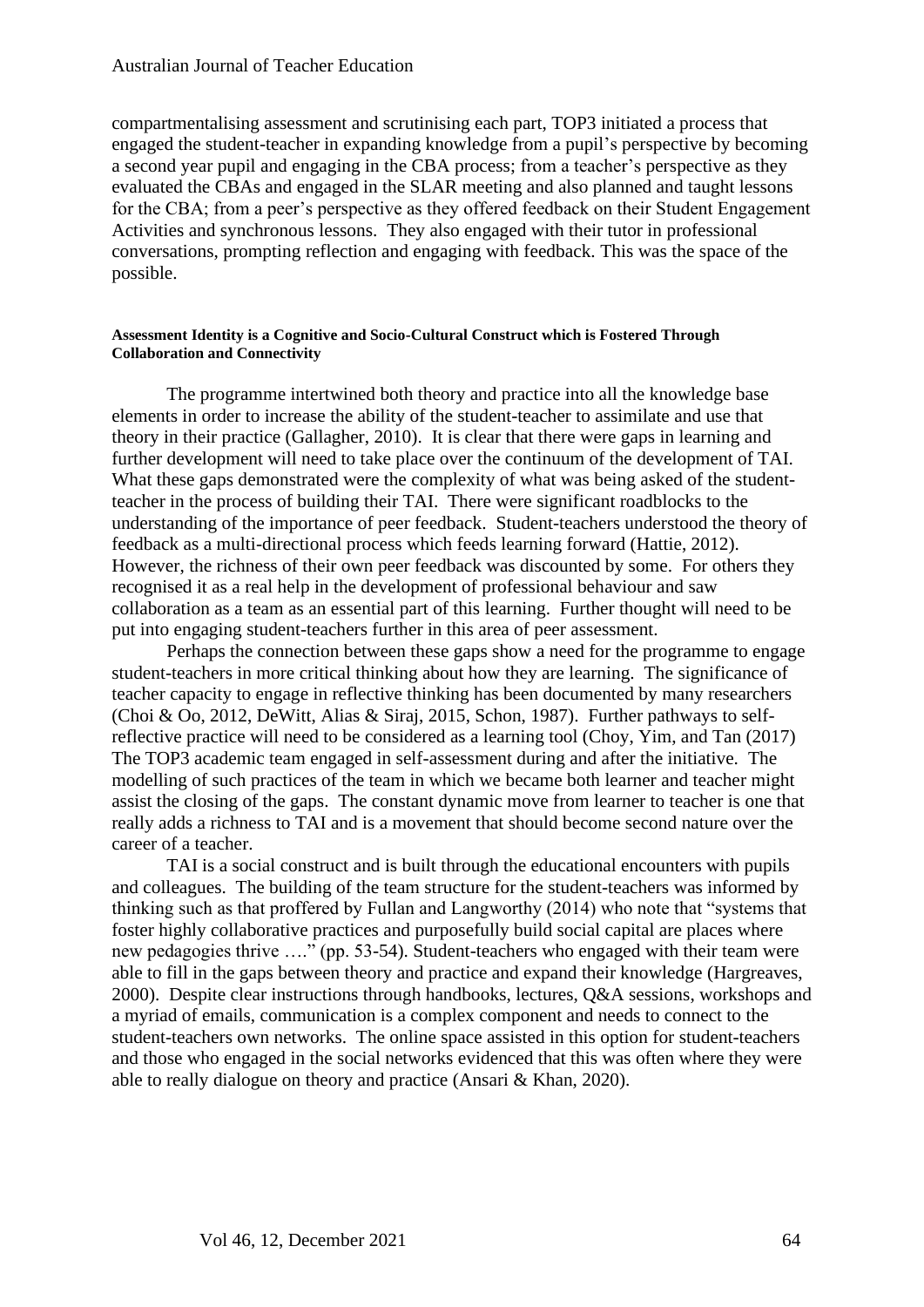compartmentalising assessment and scrutinising each part, TOP3 initiated a process that engaged the student-teacher in expanding knowledge from a pupil's perspective by becoming a second year pupil and engaging in the CBA process; from a teacher's perspective as they evaluated the CBAs and engaged in the SLAR meeting and also planned and taught lessons for the CBA; from a peer's perspective as they offered feedback on their Student Engagement Activities and synchronous lessons. They also engaged with their tutor in professional conversations, prompting reflection and engaging with feedback. This was the space of the possible.

#### Assessment Identity is a Cognitive and Socio-Cultural Construct which is Fostered Through Collaboration and Connectivity

The programme intertwined both theory and practice into all the knowledge base elements in order to increase the ability of the student-teacher to assimilate and use that theory in their practice (Gallagher, 2010). It is clear that there were gaps in learning and further development will need to take place over the continuum of the development of TAI. What these gaps demonstrated were the complexity of what was being asked of the student-teacher in the process of building their TAI. There were significant roadblocks to the understanding of the importance of peer feedback. Student-teachers understood the theory of feedback as a multi-directional process which feeds learning forward (Hattie, 2012). However, the richness of their own peer feedback was discounted by some. For others they recognised it as a real help in the development of professional behaviour and saw collaboration as a team as an essential part of this learning. Further thought will need to be put into engaging student-teachers further in this area of peer assessment.

Perhaps the connection between these gaps show a need for the programme to engage student-teachers in more critical thinking about how they are learning. The significance of teacher capacity to engage in reflective thinking has been documented by many researchers (Choi & Oo, 2012, DeWitt, Alias & Siraj, 2015, Schon, 1987). Further pathways to self-reflective practice will need to be considered as a learning tool (Choy, Yim, and Tan (2017) The TOP3 academic team engaged in self-assessment during and after the initiative. The modelling of such practices of the team in which we became both learner and teacher might assist the closing of the gaps. The constant dynamic move from learner to teacher is one that really adds a richness to TAI and is a movement that should become second nature over the career of a teacher.

TAI is a social construct and is built through the educational encounters with pupils and colleagues. The building of the team structure for the student-teachers was informed by thinking such as that proffered by Fullan and Langworthy (2014) who note that "systems that foster highly collaborative practices and purposefully build social capital are places where new pedagogies thrive …." (pp. 53-54). Student-teachers who engaged with their team were able to fill in the gaps between theory and practice and expand their knowledge (Hargreaves, 2000). Despite clear instructions through handbooks, lectures, Q&A sessions, workshops and a myriad of emails, communication is a complex component and needs to connect to the student-teachers own networks. The online space assisted in this option for student-teachers and those who engaged in the social networks evidenced that this was often where they were able to really dialogue on theory and practice (Ansari & Khan, 2020).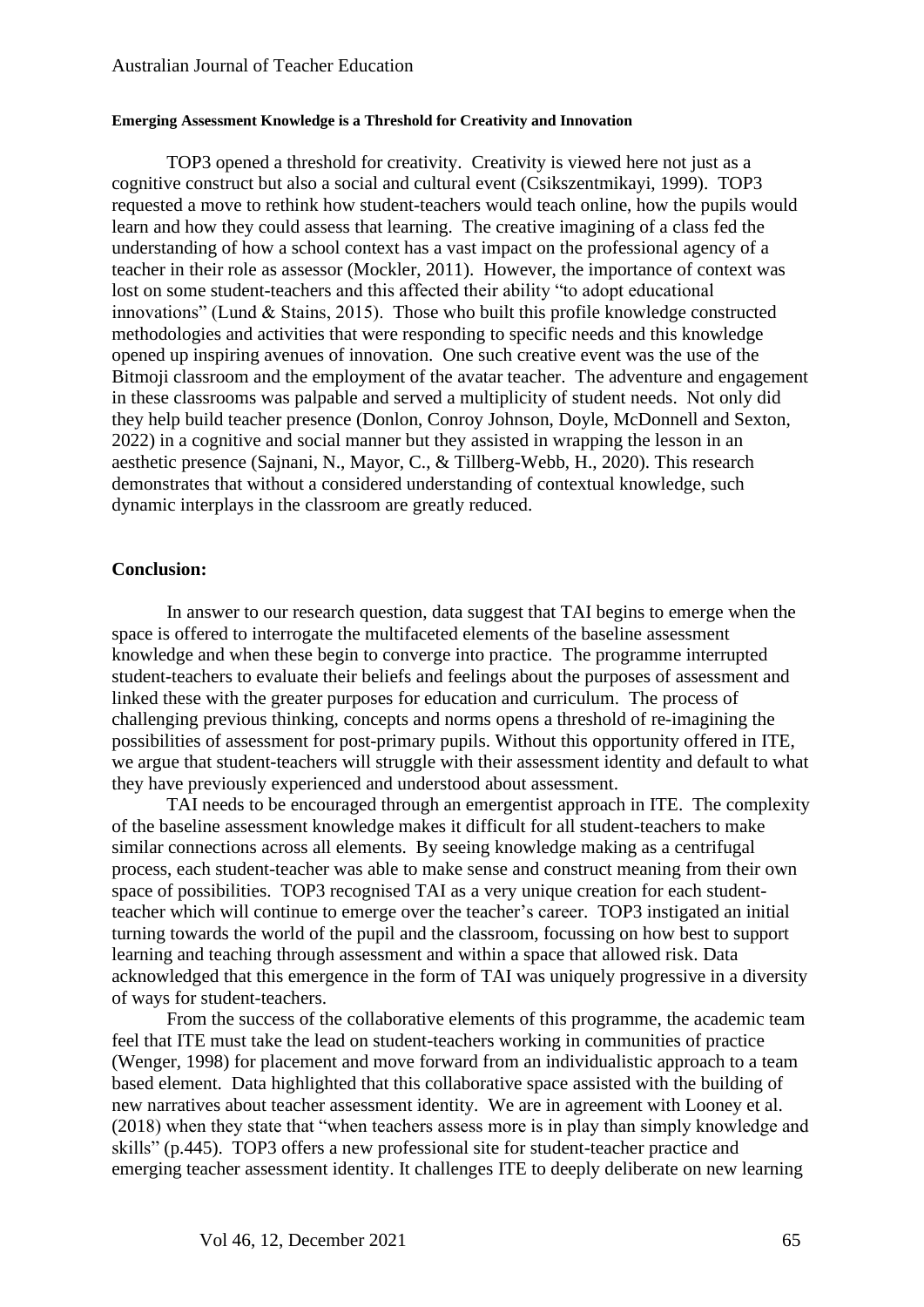#### Emerging Assessment Knowledge is a Threshold for Creativity and Innovation

TOP3 opened a threshold for creativity. Creativity is viewed here not just as a cognitive construct but also a social and cultural event (Csikszentmikayi, 1999). TOP3 requested a move to rethink how student-teachers would teach online, how the pupils would learn and how they could assess that learning. The creative imagining of a class fed the understanding of how a school context has a vast impact on the professional agency of a teacher in their role as assessor (Mockler, 2011). However, the importance of context was lost on some student-teachers and this affected their ability "to adopt educational innovations" (Lund & Stains, 2015). Those who built this profile knowledge constructed methodologies and activities that were responding to specific needs and this knowledge opened up inspiring avenues of innovation. One such creative event was the use of the Bitmoji classroom and the employment of the avatar teacher. The adventure and engagement in these classrooms was palpable and served a multiplicity of student needs. Not only did they help build teacher presence (Donlon, Conroy Johnson, Doyle, McDonnell and Sexton, 2022) in a cognitive and social manner but they assisted in wrapping the lesson in an aesthetic presence (Sajnani, N., Mayor, C., & Tillberg-Webb, H., 2020). This research demonstrates that without a considered understanding of contextual knowledge, such dynamic interplays in the classroom are greatly reduced.

### Conclusion:

In answer to our research question, data suggest that TAI begins to emerge when the space is offered to interrogate the multifaceted elements of the baseline assessment knowledge and when these begin to converge into practice. The programme interrupted student-teachers to evaluate their beliefs and feelings about the purposes of assessment and linked these with the greater purposes for education and curriculum. The process of challenging previous thinking, concepts and norms opens a threshold of re-imagining the possibilities of assessment for post-primary pupils. Without this opportunity offered in ITE, we argue that student-teachers will struggle with their assessment identity and default to what they have previously experienced and understood about assessment.

TAI needs to be encouraged through an emergentist approach in ITE. The complexity of the baseline assessment knowledge makes it difficult for all student-teachers to make similar connections across all elements. By seeing knowledge making as a centrifugal process, each student-teacher was able to make sense and construct meaning from their own space of possibilities. TOP3 recognised TAI as a very unique creation for each student-teacher which will continue to emerge over the teacher's career. TOP3 instigated an initial turning towards the world of the pupil and the classroom, focussing on how best to support learning and teaching through assessment and within a space that allowed risk. Data acknowledged that this emergence in the form of TAI was uniquely progressive in a diversity of ways for student-teachers.

From the success of the collaborative elements of this programme, the academic team feel that ITE must take the lead on student-teachers working in communities of practice (Wenger, 1998) for placement and move forward from an individualistic approach to a team based element. Data highlighted that this collaborative space assisted with the building of new narratives about teacher assessment identity. We are in agreement with Looney et al. (2018) when they state that "when teachers assess more is in play than simply knowledge and skills" (p.445). TOP3 offers a new professional site for student-teacher practice and emerging teacher assessment identity. It challenges ITE to deeply deliberate on new learning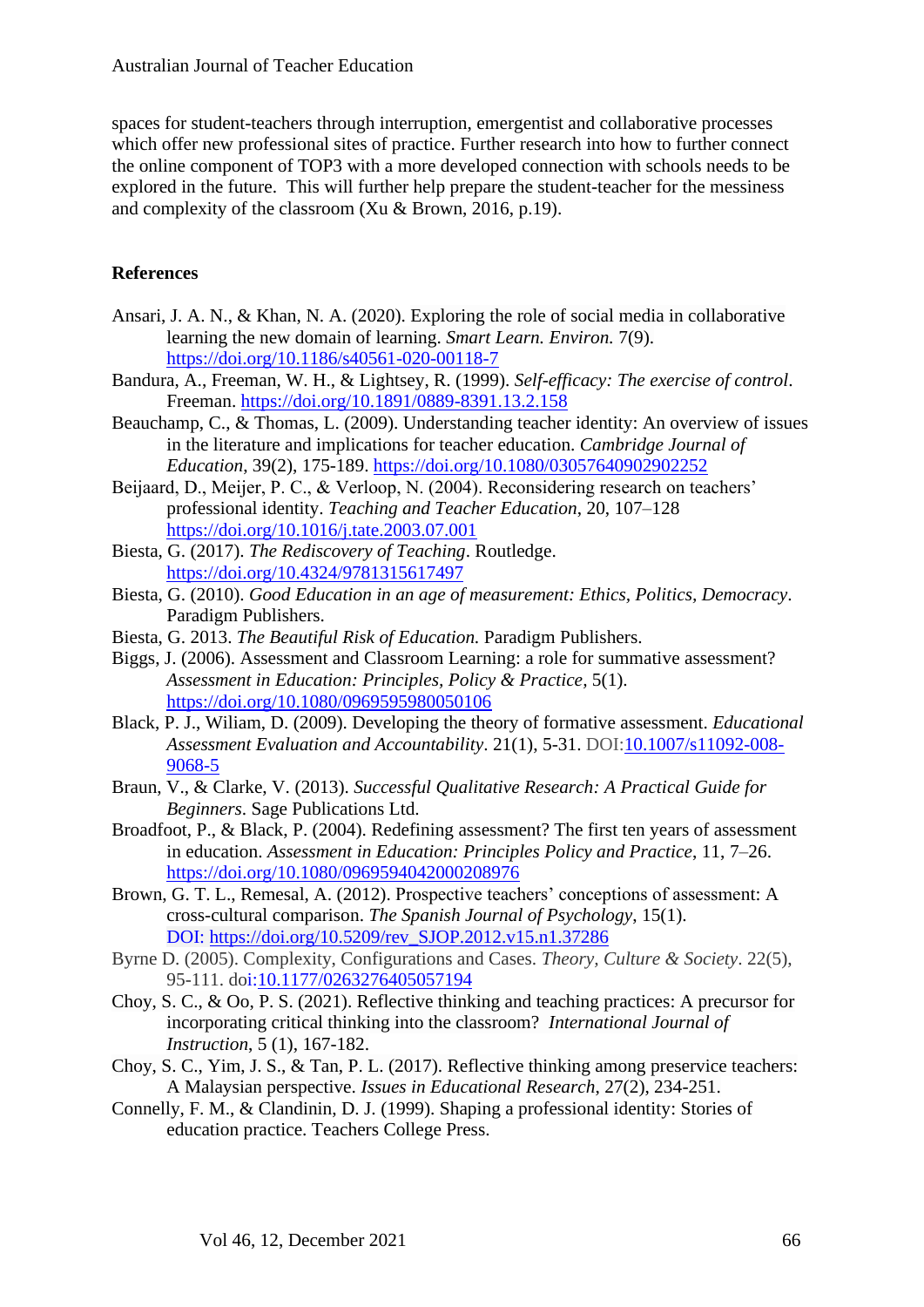spaces for student-teachers through interruption, emergentist and collaborative processes which offer new professional sites of practice. Further research into how to further connect the online component of TOP3 with a more developed connection with schools needs to be explored in the future. This will further help prepare the student-teacher for the messiness and complexity of the classroom (Xu & Brown, 2016, p.19).

## References

Ansari, J. A. N., & Khan, N. A. (2020). Exploring the role of social media in collaborative learning the new domain of learning. *Smart Learn. Environ.* 7(9). https://doi.org/10.1186/s40561-020-00118-7

Bandura, A., Freeman, W. H., & Lightsey, R. (1999). *Self-efficacy: The exercise of control*. Freeman. https://doi.org/10.1891/0889-8391.13.2.158

Beauchamp, C., & Thomas, L. (2009). Understanding teacher identity: An overview of issues in the literature and implications for teacher education. *Cambridge Journal of Education*, 39(2), 175-189. https://doi.org/10.1080/03057640902902252

Beijaard, D., Meijer, P. C., & Verloop, N. (2004). Reconsidering research on teachers' professional identity. *Teaching and Teacher Education*, 20, 107–128 https://doi.org/10.1016/j.tate.2003.07.001

Biesta, G. (2017). *The Rediscovery of Teaching*. Routledge. https://doi.org/10.4324/9781315617497

Biesta, G. (2010). *Good Education in an age of measurement: Ethics, Politics, Democracy*. Paradigm Publishers.

Biesta, G. 2013. *The Beautiful Risk of Education.* Paradigm Publishers.

Biggs, J. (2006). Assessment and Classroom Learning: a role for summative assessment? *Assessment in Education: Principles, Policy & Practice*, 5(1). https://doi.org/10.1080/0969595980050106

Black, P. J., Wiliam, D. (2009). Developing the theory of formative assessment. *Educational Assessment Evaluation and Accountability*. 21(1), 5-31. DOI:10.1007/s11092-008-9068-5

Braun, V., & Clarke, V. (2013). *Successful Qualitative Research: A Practical Guide for Beginners*. Sage Publications Ltd.

Broadfoot, P., & Black, P. (2004). Redefining assessment? The first ten years of assessment in education. *Assessment in Education: Principles Policy and Practice*, 11, 7–26. https://doi.org/10.1080/0969594042000208976

Brown, G. T. L., Remesal, A. (2012). Prospective teachers' conceptions of assessment: A cross-cultural comparison. *The Spanish Journal of Psychology*, 15(1). DOI: https://doi.org/10.5209/rev_SJOP.2012.v15.n1.37286

Byrne D. (2005). Complexity, Configurations and Cases. *Theory, Culture & Society*. 22(5), 95-111. doi:10.1177/0263276405057194

Choy, S. C., & Oo, P. S. (2021). Reflective thinking and teaching practices: A precursor for incorporating critical thinking into the classroom? *International Journal of Instruction*, 5 (1), 167-182.

Choy, S. C., Yim, J. S., & Tan, P. L. (2017). Reflective thinking among preservice teachers: A Malaysian perspective. *Issues in Educational Research*, 27(2), 234-251.

Connelly, F. M., & Clandinin, D. J. (1999). Shaping a professional identity: Stories of education practice. Teachers College Press.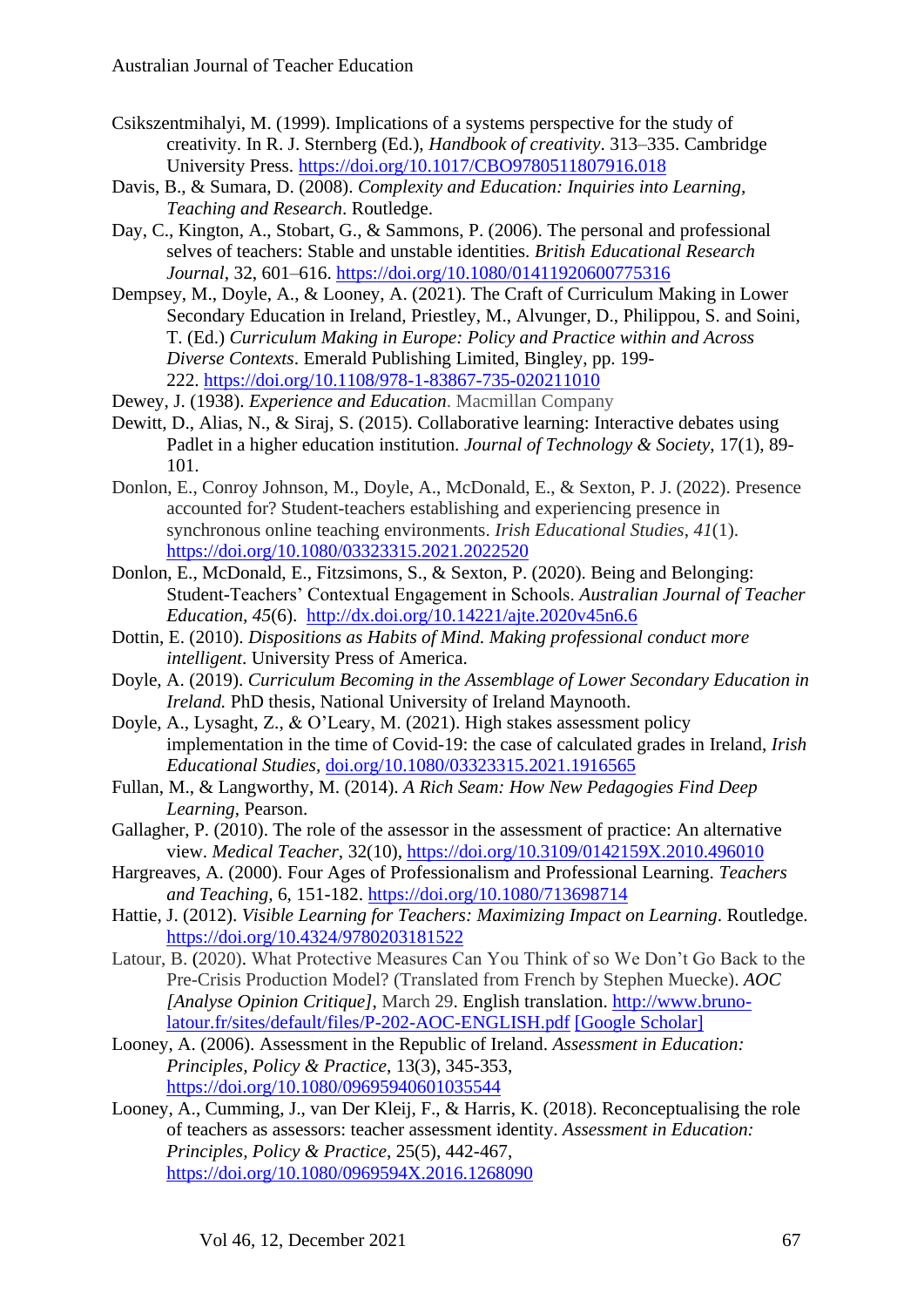Csikszentmihalyi, M. (1999). Implications of a systems perspective for the study of creativity. In R. J. Sternberg (Ed.), *Handbook of creativity*. 313–335. Cambridge University Press. https://doi.org/10.1017/CBO9780511807916.018

Davis, B., & Sumara, D. (2008). *Complexity and Education: Inquiries into Learning, Teaching and Research*. Routledge.

Day, C., Kington, A., Stobart, G., & Sammons, P. (2006). The personal and professional selves of teachers: Stable and unstable identities. *British Educational Research Journal*, 32, 601–616. https://doi.org/10.1080/01411920600775316

Dempsey, M., Doyle, A., & Looney, A. (2021). The Craft of Curriculum Making in Lower Secondary Education in Ireland, Priestley, M., Alvunger, D., Philippou, S. and Soini, T. (Ed.) *Curriculum Making in Europe: Policy and Practice within and Across Diverse Contexts*. Emerald Publishing Limited, Bingley, pp. 199-222. https://doi.org/10.1108/978-1-83867-735-020211010

Dewey, J. (1938). *Experience and Education*. Macmillan Company

Dewitt, D., Alias, N., & Siraj, S. (2015). Collaborative learning: Interactive debates using Padlet in a higher education institution. *Journal of Technology & Society*, 17(1), 89-101.

Donlon, E., Conroy Johnson, M., Doyle, A., McDonald, E., & Sexton, P. J. (2022). Presence accounted for? Student-teachers establishing and experiencing presence in synchronous online teaching environments. *Irish Educational Studies*, *41*(1). https://doi.org/10.1080/03323315.2021.2022520

Donlon, E., McDonald, E., Fitzsimons, S., & Sexton, P. (2020). Being and Belonging: Student-Teachers' Contextual Engagement in Schools. *Australian Journal of Teacher Education*, *45*(6). http://dx.doi.org/10.14221/ajte.2020v45n6.6

Dottin, E. (2010). *Dispositions as Habits of Mind. Making professional conduct more intelligent*. University Press of America.

Doyle, A. (2019). *Curriculum Becoming in the Assemblage of Lower Secondary Education in Ireland.* PhD thesis, National University of Ireland Maynooth.

Doyle, A., Lysaght, Z., & O'Leary, M. (2021). High stakes assessment policy implementation in the time of Covid-19: the case of calculated grades in Ireland, *Irish Educational Studies*, doi.org/10.1080/03323315.2021.1916565

Fullan, M., & Langworthy, M. (2014). *A Rich Seam: How New Pedagogies Find Deep Learning*, Pearson.

Gallagher, P. (2010). The role of the assessor in the assessment of practice: An alternative view. *Medical Teacher*, 32(10), https://doi.org/10.3109/0142159X.2010.496010

Hargreaves, A. (2000). Four Ages of Professionalism and Professional Learning. *Teachers and Teaching*, 6, 151-182. https://doi.org/10.1080/713698714

Hattie, J. (2012). *Visible Learning for Teachers: Maximizing Impact on Learning*. Routledge. https://doi.org/10.4324/9780203181522

Latour, B. (2020). What Protective Measures Can You Think of so We Don't Go Back to the Pre-Crisis Production Model? (Translated from French by Stephen Muecke). *AOC [Analyse Opinion Critique]*, March 29. English translation. http://www.bruno-latour.fr/sites/default/files/P-202-AOC-ENGLISH.pdf [Google Scholar]

Looney, A. (2006). Assessment in the Republic of Ireland. *Assessment in Education: Principles, Policy & Practice*, 13(3), 345-353, https://doi.org/10.1080/09695940601035544

Looney, A., Cumming, J., van Der Kleij, F., & Harris, K. (2018). Reconceptualising the role of teachers as assessors: teacher assessment identity. *Assessment in Education: Principles, Policy & Practice*, 25(5), 442-467, https://doi.org/10.1080/0969594X.2016.1268090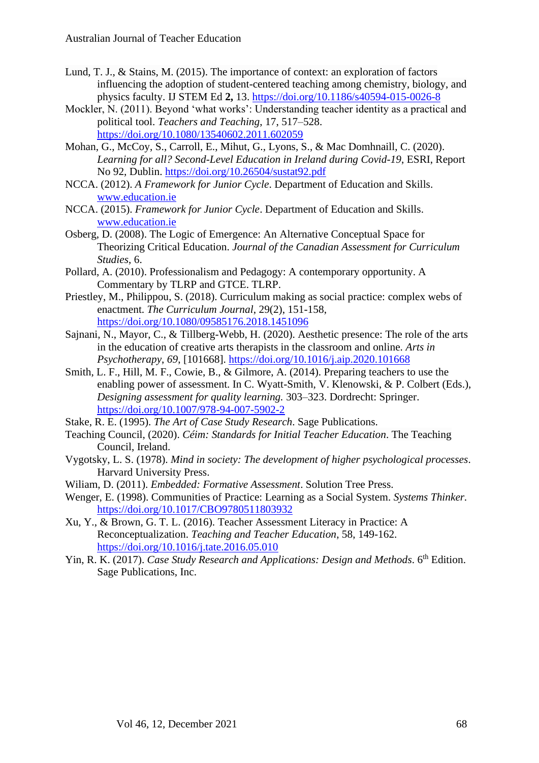Lund, T. J., & Stains, M. (2015). The importance of context: an exploration of factors influencing the adoption of student-centered teaching among chemistry, biology, and physics faculty. IJ STEM Ed **2,** 13. https://doi.org/10.1186/s40594-015-0026-8

Mockler, N. (2011). Beyond 'what works': Understanding teacher identity as a practical and political tool. *Teachers and Teaching*, 17, 517–528. https://doi.org/10.1080/13540602.2011.602059

Mohan, G., McCoy, S., Carroll, E., Mihut, G., Lyons, S., & Mac Domhnaill, C. (2020). *Learning for all? Second-Level Education in Ireland during Covid-19*, ESRI, Report No 92, Dublin. https://doi.org/10.26504/sustat92.pdf

NCCA. (2012). *A Framework for Junior Cycle*. Department of Education and Skills. www.education.ie

NCCA. (2015). *Framework for Junior Cycle*. Department of Education and Skills. www.education.ie

Osberg, D. (2008). The Logic of Emergence: An Alternative Conceptual Space for Theorizing Critical Education. *Journal of the Canadian Assessment for Curriculum Studies*, 6.

Pollard, A. (2010). Professionalism and Pedagogy: A contemporary opportunity. A Commentary by TLRP and GTCE. TLRP.

Priestley, M., Philippou, S. (2018). Curriculum making as social practice: complex webs of enactment. *The Curriculum Journal*, 29(2), 151-158, https://doi.org/10.1080/09585176.2018.1451096

Sajnani, N., Mayor, C., & Tillberg-Webb, H. (2020). Aesthetic presence: The role of the arts in the education of creative arts therapists in the classroom and online. *Arts in Psychotherapy*, *69*, [101668]. https://doi.org/10.1016/j.aip.2020.101668

Smith, L. F., Hill, M. F., Cowie, B., & Gilmore, A. (2014). Preparing teachers to use the enabling power of assessment. In C. Wyatt-Smith, V. Klenowski, & P. Colbert (Eds.), *Designing assessment for quality learning.* 303–323. Dordrecht: Springer. https://doi.org/10.1007/978-94-007-5902-2

Stake, R. E. (1995). *The Art of Case Study Research*. Sage Publications.

Teaching Council, (2020). *Céim: Standards for Initial Teacher Education*. The Teaching Council, Ireland.

Vygotsky, L. S. (1978). *Mind in society: The development of higher psychological processes*. Harvard University Press.

Wiliam, D. (2011). *Embedded: Formative Assessment*. Solution Tree Press.

Wenger, E. (1998). Communities of Practice: Learning as a Social System. *Systems Thinker.* https://doi.org/10.1017/CBO9780511803932

Xu, Y., & Brown, G. T. L. (2016). Teacher Assessment Literacy in Practice: A Reconceptualization. *Teaching and Teacher Education*, 58, 149-162. https://doi.org/10.1016/j.tate.2016.05.010

Yin, R. K. (2017). *Case Study Research and Applications: Design and Methods*. 6th Edition. Sage Publications, Inc.